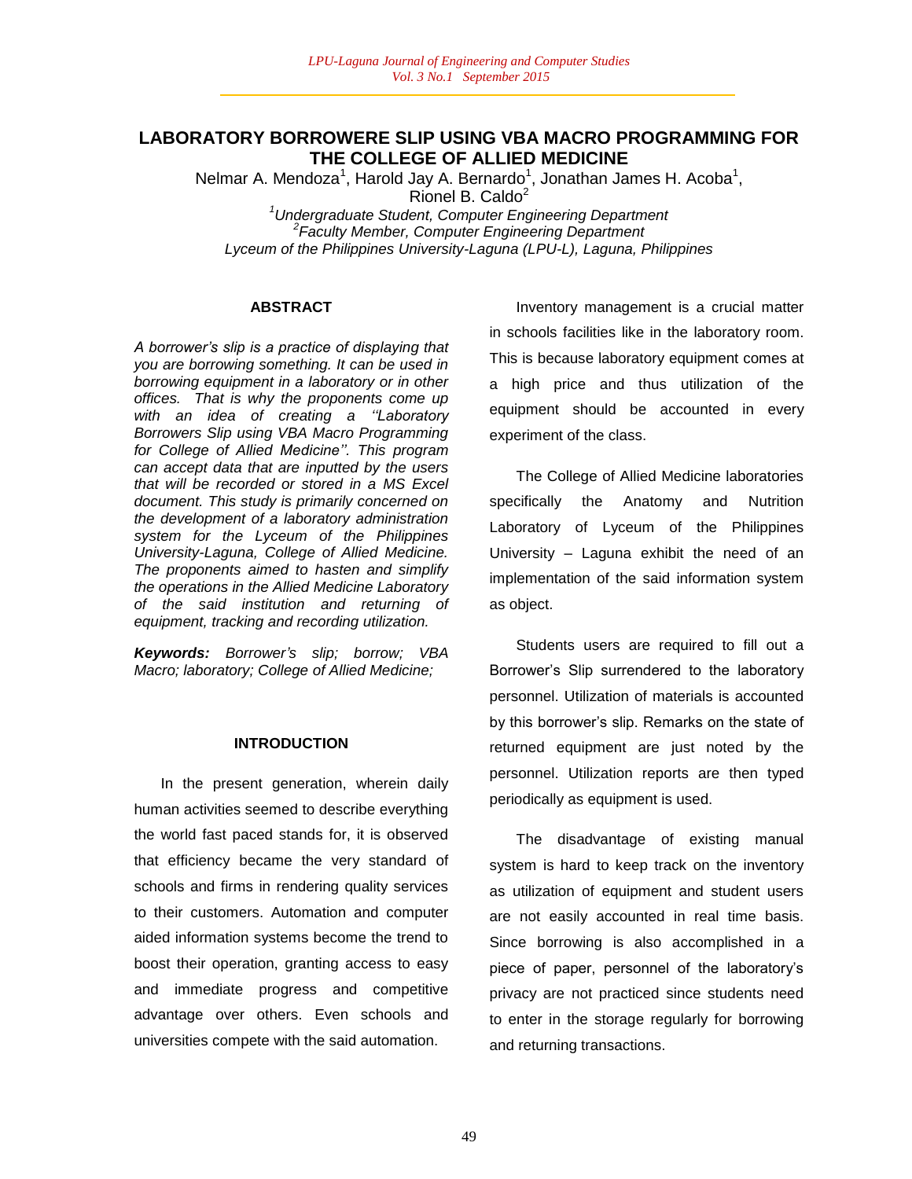# LABORATORY BORROWERE SLIP USING VBA MACRO PROGRAMMING FOR THE COLLEGE OF ALLIED MEDICINE

Nelmar A. Mendoza[1], Harold Jay A. Bernardo[1], Jonathan James H. Acoba[1], Rionel B. Caldo[2]

*[1]Undergraduate Student, Computer Engineering Department*
*[2]Faculty Member, Computer Engineering Department*
*Lyceum of the Philippines University-Laguna (LPU-L), Laguna, Philippines*

## ABSTRACT

*A borrower's slip is a practice of displaying that you are borrowing something. It can be used in borrowing equipment in a laboratory or in other offices. That is why the proponents come up with an idea of creating a ''Laboratory Borrowers Slip using VBA Macro Programming for College of Allied Medicine''. This program can accept data that are inputted by the users that will be recorded or stored in a MS Excel document. This study is primarily concerned on the development of a laboratory administration system for the Lyceum of the Philippines University-Laguna, College of Allied Medicine. The proponents aimed to hasten and simplify the operations in the Allied Medicine Laboratory of the said institution and returning of equipment, tracking and recording utilization.*

***Keywords:*** *Borrower's slip; borrow; VBA Macro; laboratory; College of Allied Medicine;*

## INTRODUCTION

In the present generation, wherein daily human activities seemed to describe everything the world fast paced stands for, it is observed that efficiency became the very standard of schools and firms in rendering quality services to their customers. Automation and computer aided information systems become the trend to boost their operation, granting access to easy and immediate progress and competitive advantage over others. Even schools and universities compete with the said automation.

Inventory management is a crucial matter in schools facilities like in the laboratory room. This is because laboratory equipment comes at a high price and thus utilization of the equipment should be accounted in every experiment of the class.

The College of Allied Medicine laboratories specifically the Anatomy and Nutrition Laboratory of Lyceum of the Philippines University – Laguna exhibit the need of an implementation of the said information system as object.

Students users are required to fill out a Borrower's Slip surrendered to the laboratory personnel. Utilization of materials is accounted by this borrower's slip. Remarks on the state of returned equipment are just noted by the personnel. Utilization reports are then typed periodically as equipment is used.

The disadvantage of existing manual system is hard to keep track on the inventory as utilization of equipment and student users are not easily accounted in real time basis. Since borrowing is also accomplished in a piece of paper, personnel of the laboratory's privacy are not practiced since students need to enter in the storage regularly for borrowing and returning transactions.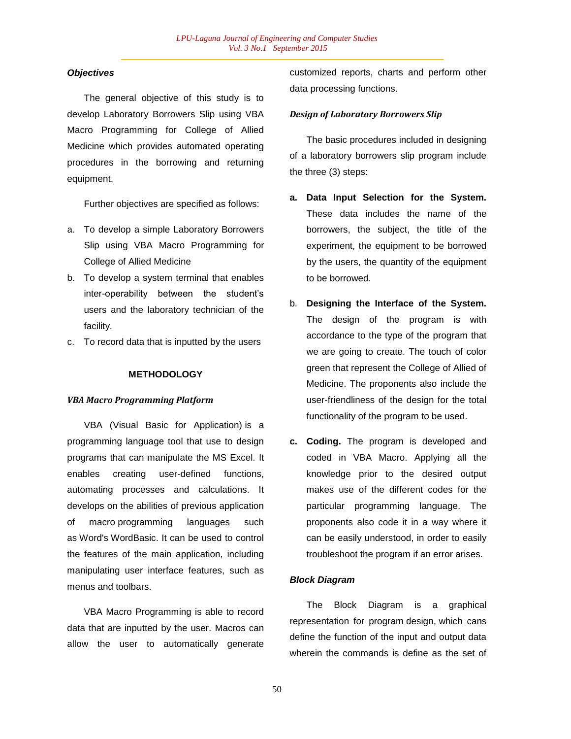### ***Objectives***

The general objective of this study is to develop Laboratory Borrowers Slip using VBA Macro Programming for College of Allied Medicine which provides automated operating procedures in the borrowing and returning equipment.

Further objectives are specified as follows:

a. To develop a simple Laboratory Borrowers Slip using VBA Macro Programming for College of Allied Medicine
b. To develop a system terminal that enables inter-operability between the student's users and the laboratory technician of the facility.
c. To record data that is inputted by the users

## METHODOLOGY

### *VBA Macro Programming Platform*

VBA (Visual Basic for Application) is a programming language tool that use to design programs that can manipulate the MS Excel. It enables creating user-defined functions, automating processes and calculations. It develops on the abilities of previous application of macro programming languages such as Word's WordBasic. It can be used to control the features of the main application, including manipulating user interface features, such as menus and toolbars.

VBA Macro Programming is able to record data that are inputted by the user. Macros can allow the user to automatically generate customized reports, charts and perform other data processing functions.

### *Design of Laboratory Borrowers Slip*

The basic procedures included in designing of a laboratory borrowers slip program include the three (3) steps:

**a. Data Input Selection for the System.** These data includes the name of the borrowers, the subject, the title of the experiment, the equipment to be borrowed by the users, the quantity of the equipment to be borrowed.

b. **Designing the Interface of the System.** The design of the program is with accordance to the type of the program that we are going to create. The touch of color green that represent the College of Allied of Medicine. The proponents also include the user-friendliness of the design for the total functionality of the program to be used.

**c. Coding.** The program is developed and coded in VBA Macro. Applying all the knowledge prior to the desired output makes use of the different codes for the particular programming language. The proponents also code it in a way where it can be easily understood, in order to easily troubleshoot the program if an error arises.

### ***Block Diagram***

The Block Diagram is a graphical representation for program design, which cans define the function of the input and output data wherein the commands is define as the set of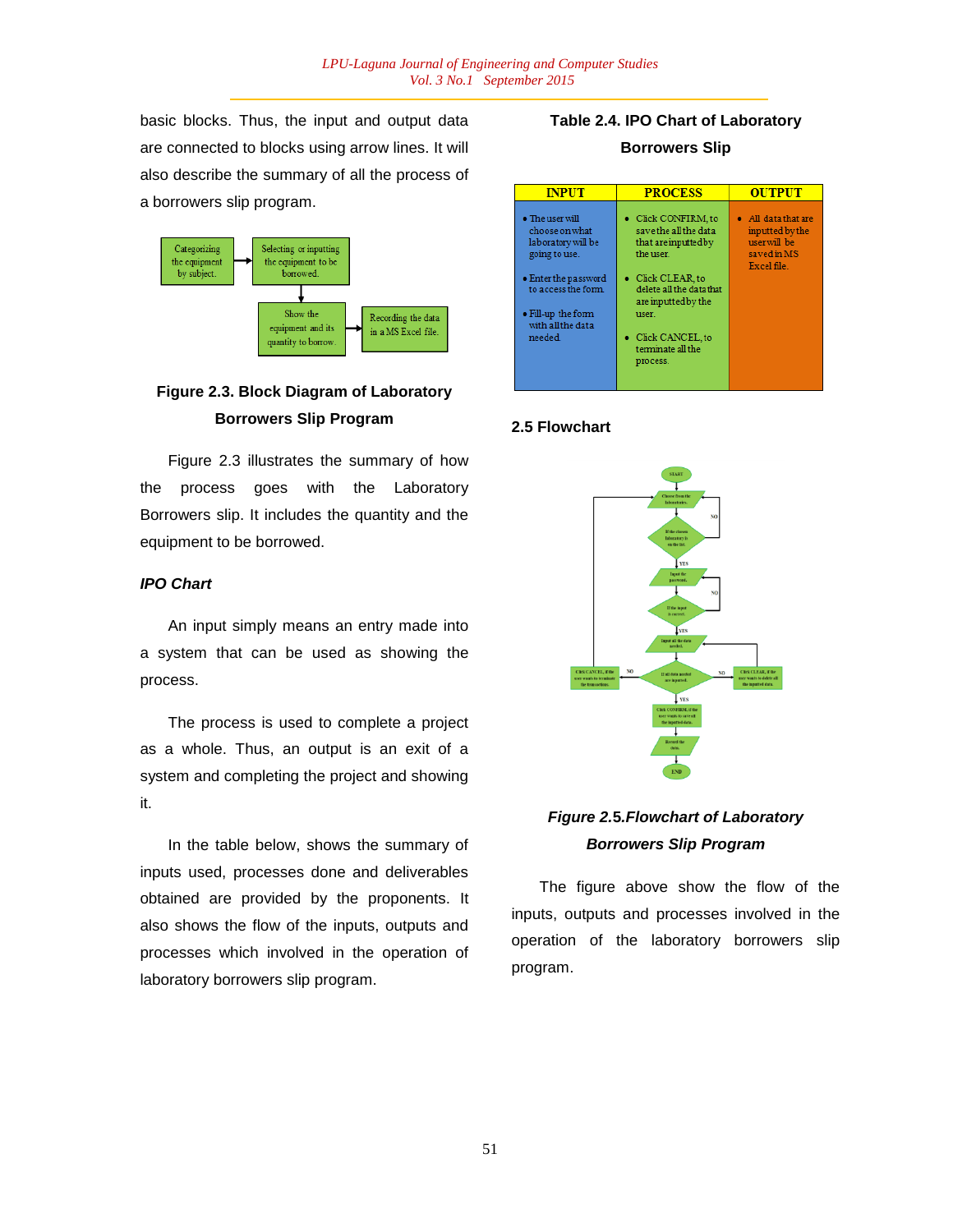basic blocks. Thus, the input and output data are connected to blocks using arrow lines. It will also describe the summary of all the process of a borrowers slip program.

**Figure 2.3. Block Diagram of Laboratory Borrowers Slip Program**

Figure 2.3 illustrates the summary of how the process goes with the Laboratory Borrowers slip. It includes the quantity and the equipment to be borrowed.

***IPO Chart***

An input simply means an entry made into a system that can be used as showing the process.

The process is used to complete a project as a whole. Thus, an output is an exit of a system and completing the project and showing it.

In the table below, shows the summary of inputs used, processes done and deliverables obtained are provided by the proponents. It also shows the flow of the inputs, outputs and processes which involved in the operation of laboratory borrowers slip program.

**Table 2.4. IPO Chart of Laboratory Borrowers Slip**

| INPUT | PROCESS | OUTPUT |
|---|---|---|
| • The user will choose on what laboratory will be going to use.<br>• Enter the password to access the form.<br>• Fill-up the form with all the data needed. | • Click CONFIRM, to save the all the data that are inputted by the user.<br>• Click CLEAR, to delete all the data that are inputted by the user.<br>• Click CANCEL, to terminate all the process. | • All data that are inputted by the user will be saved in MS Excel file. |

**2.5 Flowchart**

***Figure 2.5.Flowchart of Laboratory Borrowers Slip Program***

The figure above show the flow of the inputs, outputs and processes involved in the operation of the laboratory borrowers slip program.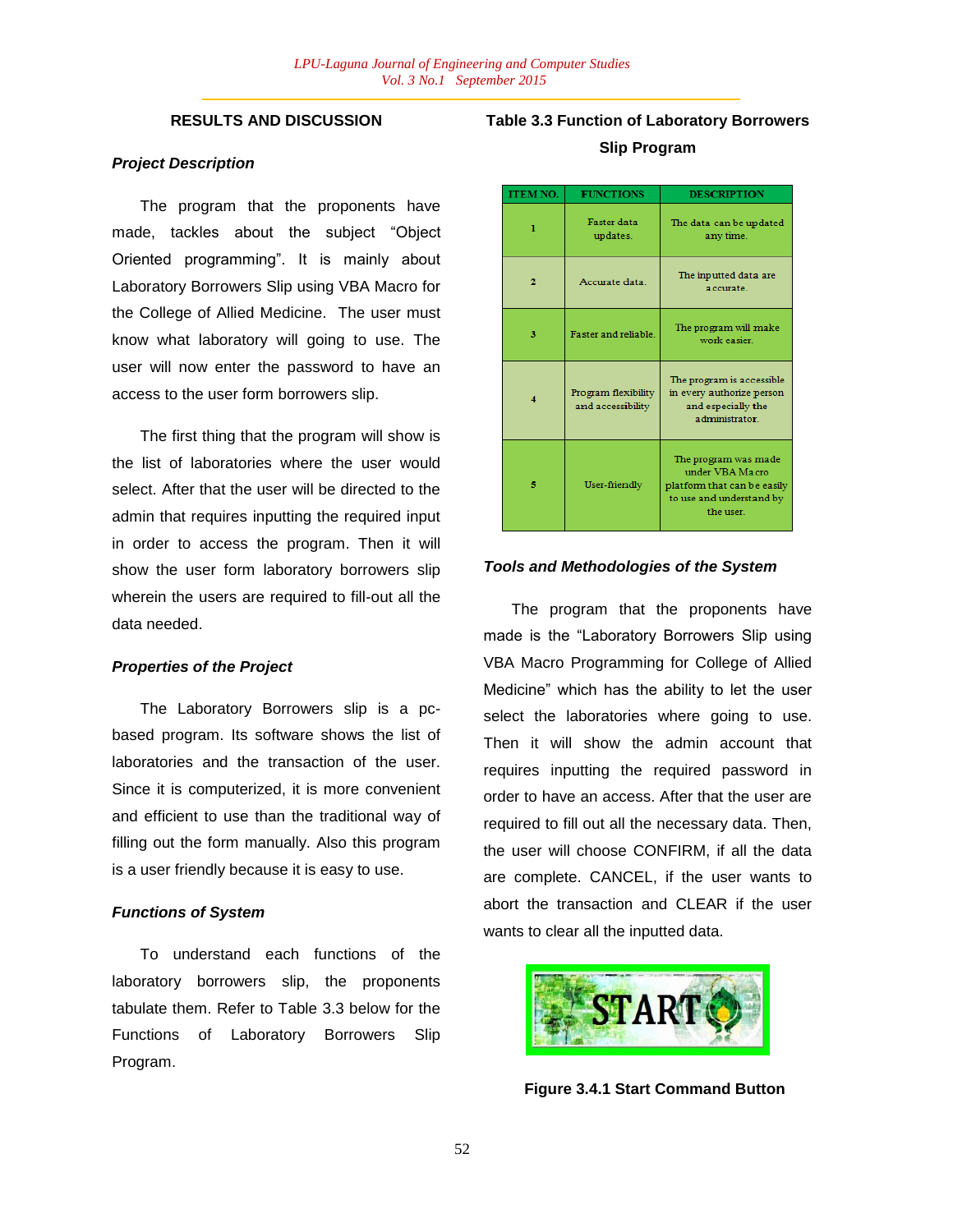## RESULTS AND DISCUSSION

### *Project Description*

The program that the proponents have made, tackles about the subject "Object Oriented programming". It is mainly about Laboratory Borrowers Slip using VBA Macro for the College of Allied Medicine. The user must know what laboratory will going to use. The user will now enter the password to have an access to the user form borrowers slip.

The first thing that the program will show is the list of laboratories where the user would select. After that the user will be directed to the admin that requires inputting the required input in order to access the program. Then it will show the user form laboratory borrowers slip wherein the users are required to fill-out all the data needed.

### *Properties of the Project*

The Laboratory Borrowers slip is a pc-based program. Its software shows the list of laboratories and the transaction of the user. Since it is computerized, it is more convenient and efficient to use than the traditional way of filling out the form manually. Also this program is a user friendly because it is easy to use.

### *Functions of System*

To understand each functions of the laboratory borrowers slip, the proponents tabulate them. Refer to Table 3.3 below for the Functions of Laboratory Borrowers Slip Program.

**Table 3.3 Function of Laboratory Borrowers Slip Program**

| ITEM NO. | FUNCTIONS | DESCRIPTION |
|---|---|---|
| 1 | Faster data updates. | The data can be updated any time. |
| 2 | Accurate data. | The inputted data are accurate. |
| 3 | Faster and reliable. | The program will make work easier. |
| 4 | Program flexibility and accessibility | The program is accessible in every authorize person and especially the administrator. |
| 5 | User-friendly | The program was made under VBA Macro platform that can be easily to use and understand by the user. |

### *Tools and Methodologies of the System*

The program that the proponents have made is the "Laboratory Borrowers Slip using VBA Macro Programming for College of Allied Medicine" which has the ability to let the user select the laboratories where going to use. Then it will show the admin account that requires inputting the required password in order to have an access. After that the user are required to fill out all the necessary data. Then, the user will choose CONFIRM, if all the data are complete. CANCEL, if the user wants to abort the transaction and CLEAR if the user wants to clear all the inputted data.

**Figure 3.4.1 Start Command Button**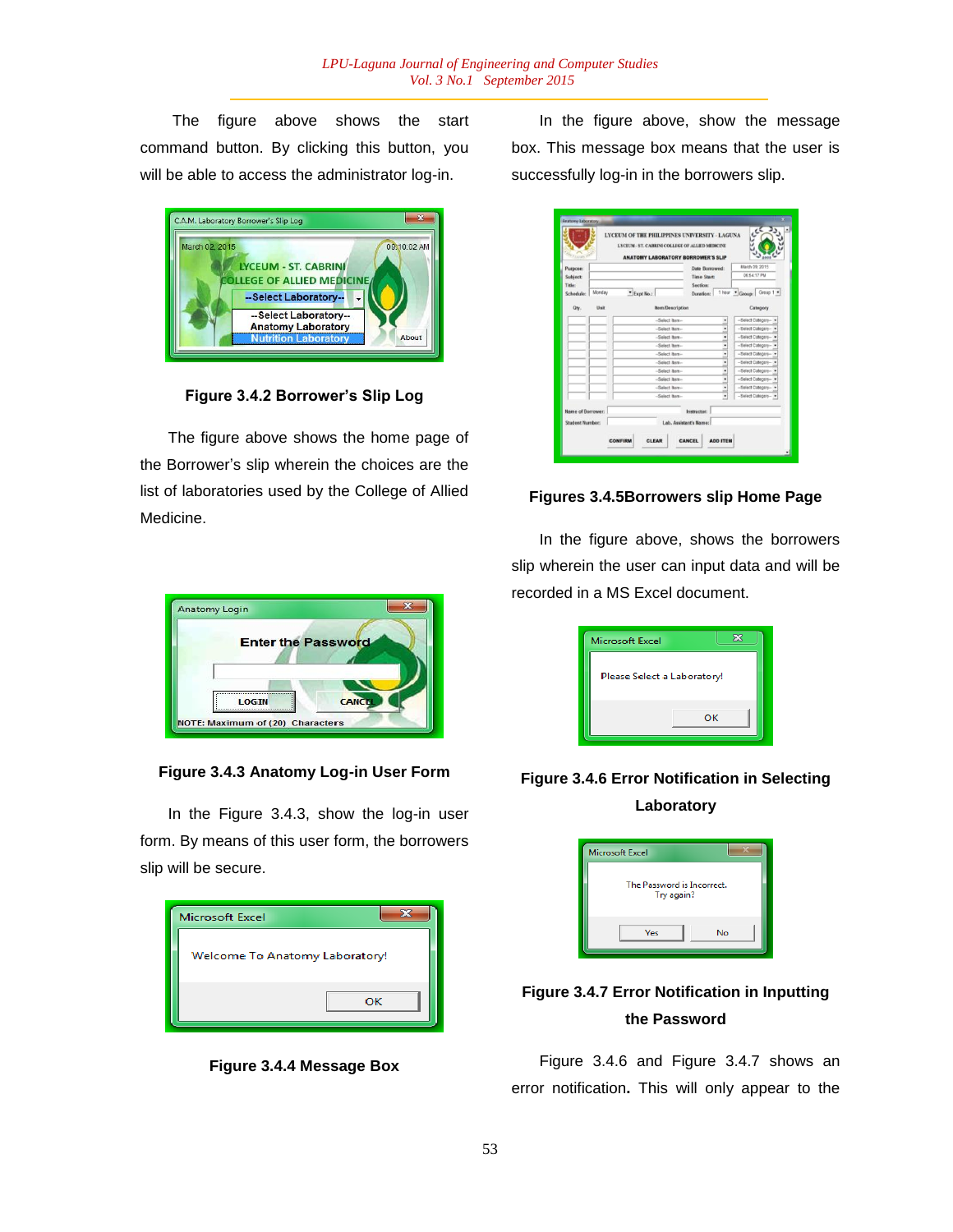The figure above shows the start command button. By clicking this button, you will be able to access the administrator log-in.

**Figure 3.4.2 Borrower's Slip Log**

The figure above shows the home page of the Borrower's slip wherein the choices are the list of laboratories used by the College of Allied Medicine.

**Figure 3.4.3 Anatomy Log-in User Form**

In the Figure 3.4.3, show the log-in user form. By means of this user form, the borrowers slip will be secure.

**Figure 3.4.4 Message Box**

In the figure above, show the message box. This message box means that the user is successfully log-in in the borrowers slip.

**Figures 3.4.5Borrowers slip Home Page**

In the figure above, shows the borrowers slip wherein the user can input data and will be recorded in a MS Excel document.

**Figure 3.4.6 Error Notification in Selecting Laboratory**

**Figure 3.4.7 Error Notification in Inputting the Password**

Figure 3.4.6 and Figure 3.4.7 shows an error notification**.** This will only appear to the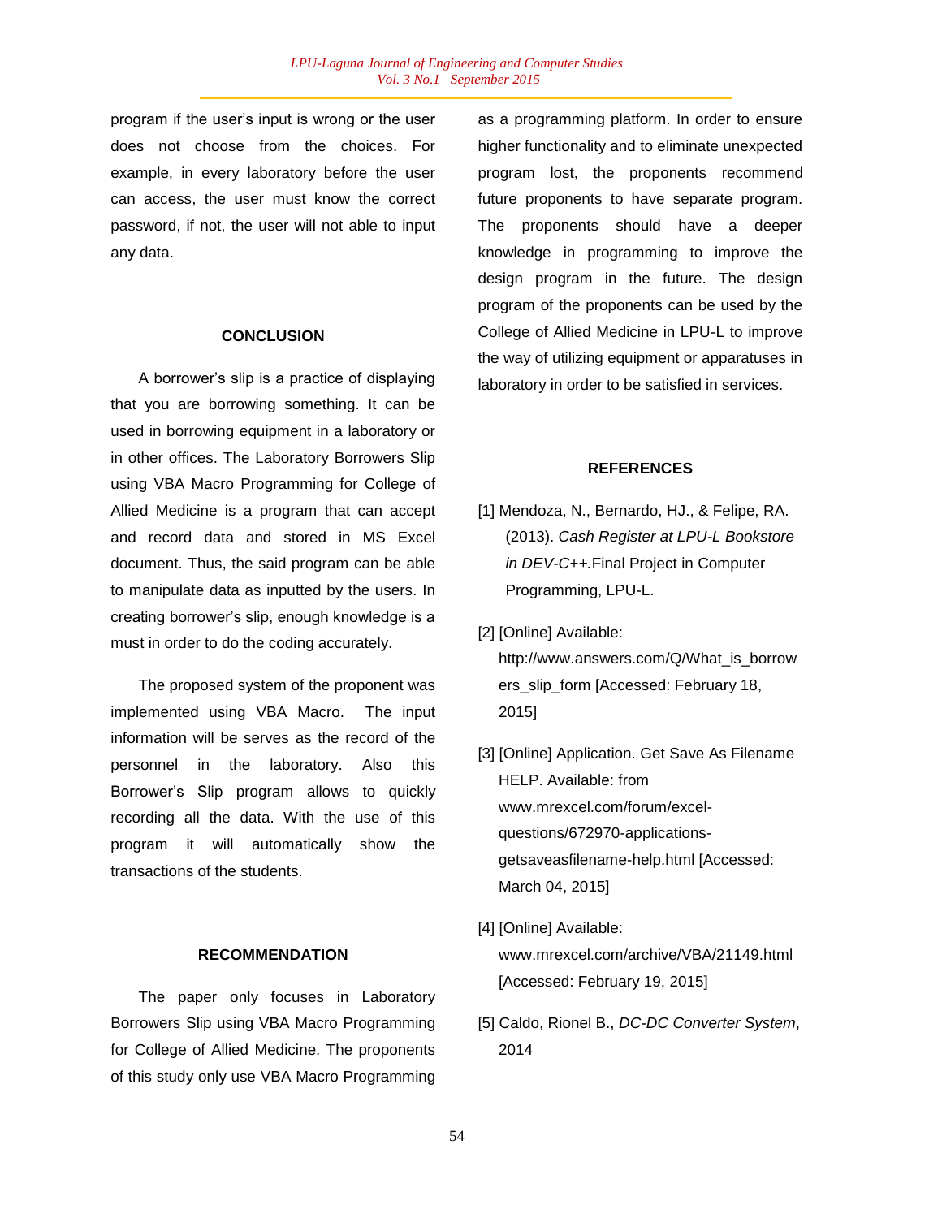program if the user's input is wrong or the user does not choose from the choices. For example, in every laboratory before the user can access, the user must know the correct password, if not, the user will not able to input any data.

## CONCLUSION

A borrower's slip is a practice of displaying that you are borrowing something. It can be used in borrowing equipment in a laboratory or in other offices. The Laboratory Borrowers Slip using VBA Macro Programming for College of Allied Medicine is a program that can accept and record data and stored in MS Excel document. Thus, the said program can be able to manipulate data as inputted by the users. In creating borrower's slip, enough knowledge is a must in order to do the coding accurately.

The proposed system of the proponent was implemented using VBA Macro. The input information will be serves as the record of the personnel in the laboratory. Also this Borrower's Slip program allows to quickly recording all the data. With the use of this program it will automatically show the transactions of the students.

## RECOMMENDATION

The paper only focuses in Laboratory Borrowers Slip using VBA Macro Programming for College of Allied Medicine. The proponents of this study only use VBA Macro Programming as a programming platform. In order to ensure higher functionality and to eliminate unexpected program lost, the proponents recommend future proponents to have separate program. The proponents should have a deeper knowledge in programming to improve the design program in the future. The design program of the proponents can be used by the College of Allied Medicine in LPU-L to improve the way of utilizing equipment or apparatuses in laboratory in order to be satisfied in services.

## REFERENCES

[1] Mendoza, N., Bernardo, HJ., & Felipe, RA. (2013). *Cash Register at LPU-L Bookstore in DEV-C++.*Final Project in Computer Programming, LPU-L.

[2] [Online] Available: http://www.answers.com/Q/What_is_borrowers_slip_form [Accessed: February 18, 2015]

[3] [Online] Application. Get Save As Filename HELP. Available: from www.mrexcel.com/forum/excel-questions/672970-applications-getsaveasfilename-help.html [Accessed: March 04, 2015]

[4] [Online] Available: www.mrexcel.com/archive/VBA/21149.html [Accessed: February 19, 2015]

[5] Caldo, Rionel B., *DC-DC Converter System*, 2014